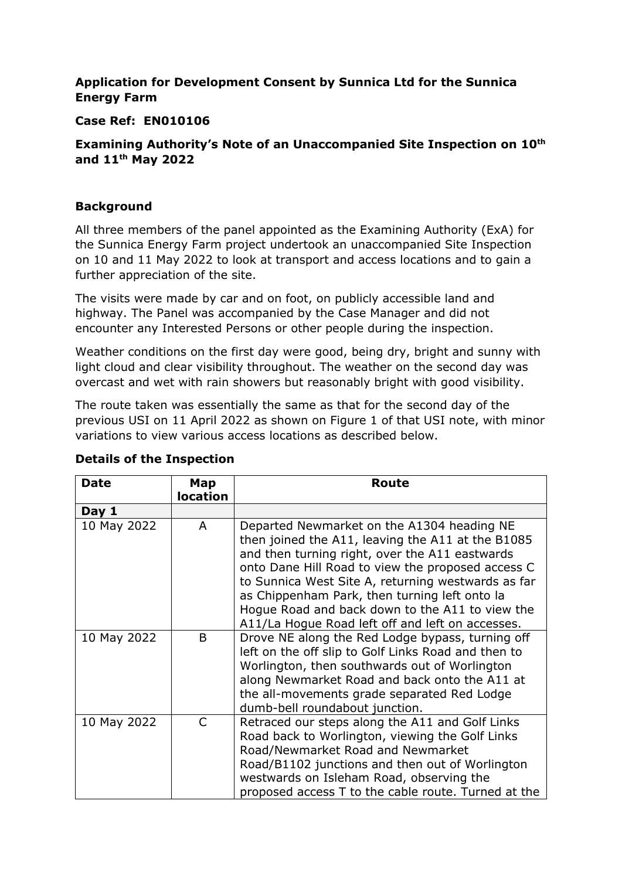**Application for Development Consent by Sunnica Ltd for the Sunnica Energy Farm**

**Case Ref: EN010106**

**Examining Authority's Note of an Unaccompanied Site Inspection on 10th and 11th May 2022**

## Background

All three members of the panel appointed as the Examining Authority (ExA) for the Sunnica Energy Farm project undertook an unaccompanied Site Inspection on 10 and 11 May 2022 to look at transport and access locations and to gain a further appreciation of the site.

The visits were made by car and on foot, on publicly accessible land and highway. The Panel was accompanied by the Case Manager and did not encounter any Interested Persons or other people during the inspection.

Weather conditions on the first day were good, being dry, bright and sunny with light cloud and clear visibility throughout. The weather on the second day was overcast and wet with rain showers but reasonably bright with good visibility.

The route taken was essentially the same as that for the second day of the previous USI on 11 April 2022 as shown on Figure 1 of that USI note, with minor variations to view various access locations as described below.

## Details of the Inspection

| Date | Map location | Route |
|---|---|---|
| **Day 1** | | |
| 10 May 2022 | A | Departed Newmarket on the A1304 heading NE then joined the A11, leaving the A11 at the B1085 and then turning right, over the A11 eastwards onto Dane Hill Road to view the proposed access C to Sunnica West Site A, returning westwards as far as Chippenham Park, then turning left onto la Hogue Road and back down to the A11 to view the A11/La Hogue Road left off and left on accesses. |
| 10 May 2022 | B | Drove NE along the Red Lodge bypass, turning off left on the off slip to Golf Links Road and then to Worlington, then southwards out of Worlington along Newmarket Road and back onto the A11 at the all-movements grade separated Red Lodge dumb-bell roundabout junction. |
| 10 May 2022 | C | Retraced our steps along the A11 and Golf Links Road back to Worlington, viewing the Golf Links Road/Newmarket Road and Newmarket Road/B1102 junctions and then out of Worlington westwards on Isleham Road, observing the proposed access T to the cable route. Turned at the |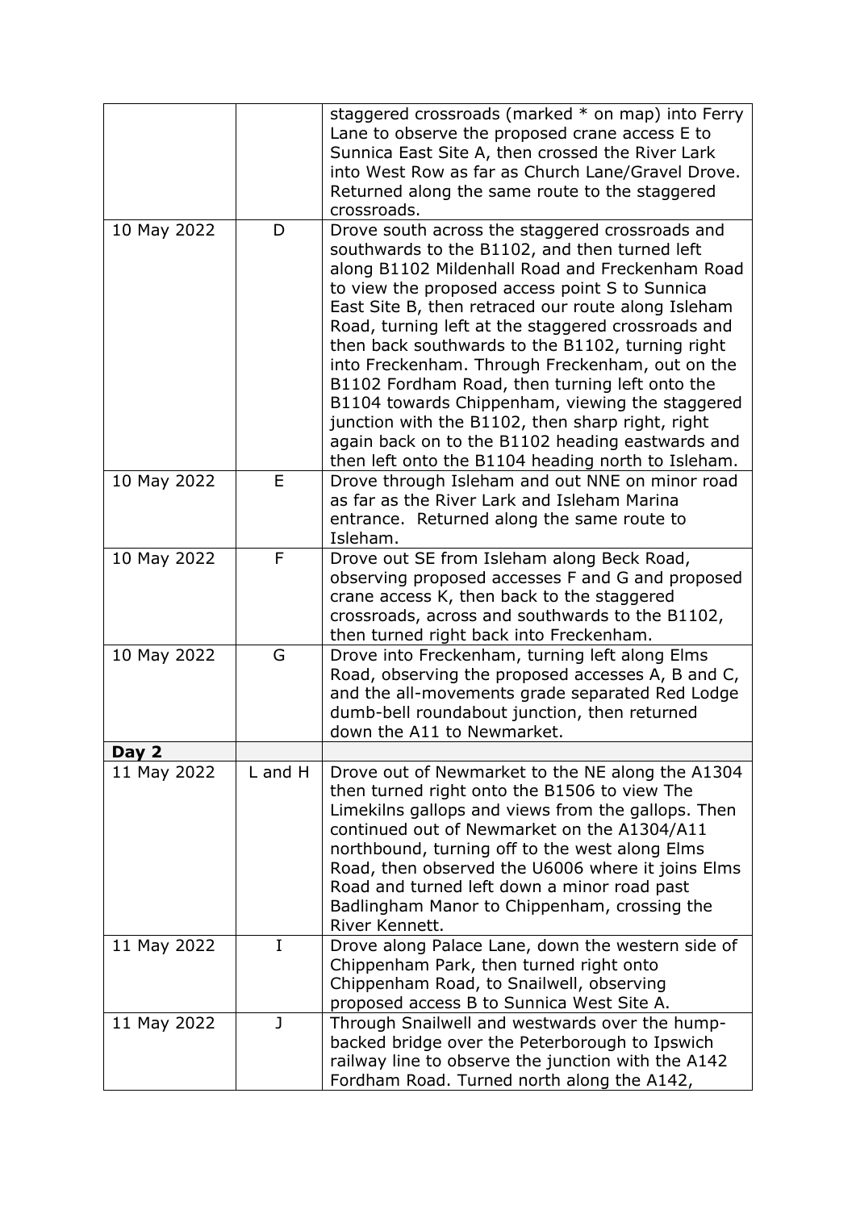| | | |
|---|---|---|
| | | staggered crossroads (marked * on map) into Ferry Lane to observe the proposed crane access E to Sunnica East Site A, then crossed the River Lark into West Row as far as Church Lane/Gravel Drove. Returned along the same route to the staggered crossroads. |
| 10 May 2022 | D | Drove south across the staggered crossroads and southwards to the B1102, and then turned left along B1102 Mildenhall Road and Freckenham Road to view the proposed access point S to Sunnica East Site B, then retraced our route along Isleham Road, turning left at the staggered crossroads and then back southwards to the B1102, turning right into Freckenham. Through Freckenham, out on the B1102 Fordham Road, then turning left onto the B1104 towards Chippenham, viewing the staggered junction with the B1102, then sharp right, right again back on to the B1102 heading eastwards and then left onto the B1104 heading north to Isleham. |
| 10 May 2022 | E | Drove through Isleham and out NNE on minor road as far as the River Lark and Isleham Marina entrance. Returned along the same route to Isleham. |
| 10 May 2022 | F | Drove out SE from Isleham along Beck Road, observing proposed accesses F and G and proposed crane access K, then back to the staggered crossroads, across and southwards to the B1102, then turned right back into Freckenham. |
| 10 May 2022 | G | Drove into Freckenham, turning left along Elms Road, observing the proposed accesses A, B and C, and the all-movements grade separated Red Lodge dumb-bell roundabout junction, then returned down the A11 to Newmarket. |
| **Day 2** | | |
| 11 May 2022 | L and H | Drove out of Newmarket to the NE along the A1304 then turned right onto the B1506 to view The Limekilns gallops and views from the gallops. Then continued out of Newmarket on the A1304/A11 northbound, turning off to the west along Elms Road, then observed the U6006 where it joins Elms Road and turned left down a minor road past Badlingham Manor to Chippenham, crossing the River Kennett. |
| 11 May 2022 | I | Drove along Palace Lane, down the western side of Chippenham Park, then turned right onto Chippenham Road, to Snailwell, observing proposed access B to Sunnica West Site A. |
| 11 May 2022 | J | Through Snailwell and westwards over the hump-backed bridge over the Peterborough to Ipswich railway line to observe the junction with the A142 Fordham Road. Turned north along the A142, |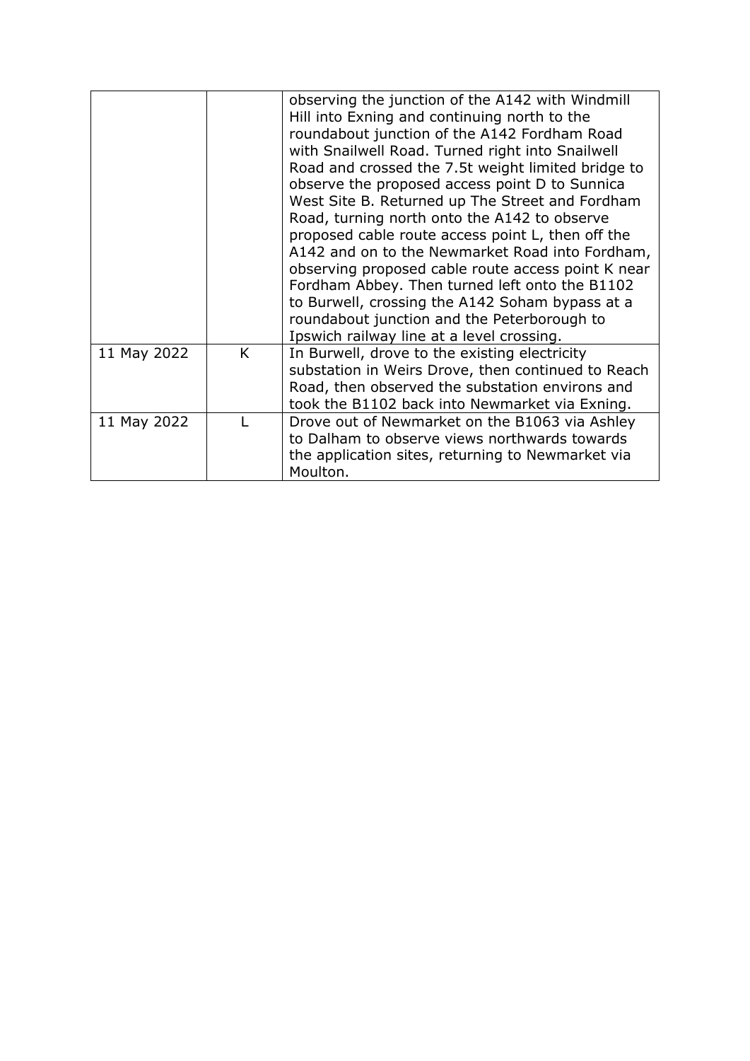| | | |
|---|---|---|
| | | observing the junction of the A142 with Windmill Hill into Exning and continuing north to the roundabout junction of the A142 Fordham Road with Snailwell Road. Turned right into Snailwell Road and crossed the 7.5t weight limited bridge to observe the proposed access point D to Sunnica West Site B. Returned up The Street and Fordham Road, turning north onto the A142 to observe proposed cable route access point L, then off the A142 and on to the Newmarket Road into Fordham, observing proposed cable route access point K near Fordham Abbey. Then turned left onto the B1102 to Burwell, crossing the A142 Soham bypass at a roundabout junction and the Peterborough to Ipswich railway line at a level crossing. |
| 11 May 2022 | K | In Burwell, drove to the existing electricity substation in Weirs Drove, then continued to Reach Road, then observed the substation environs and took the B1102 back into Newmarket via Exning. |
| 11 May 2022 | L | Drove out of Newmarket on the B1063 via Ashley to Dalham to observe views northwards towards the application sites, returning to Newmarket via Moulton. |